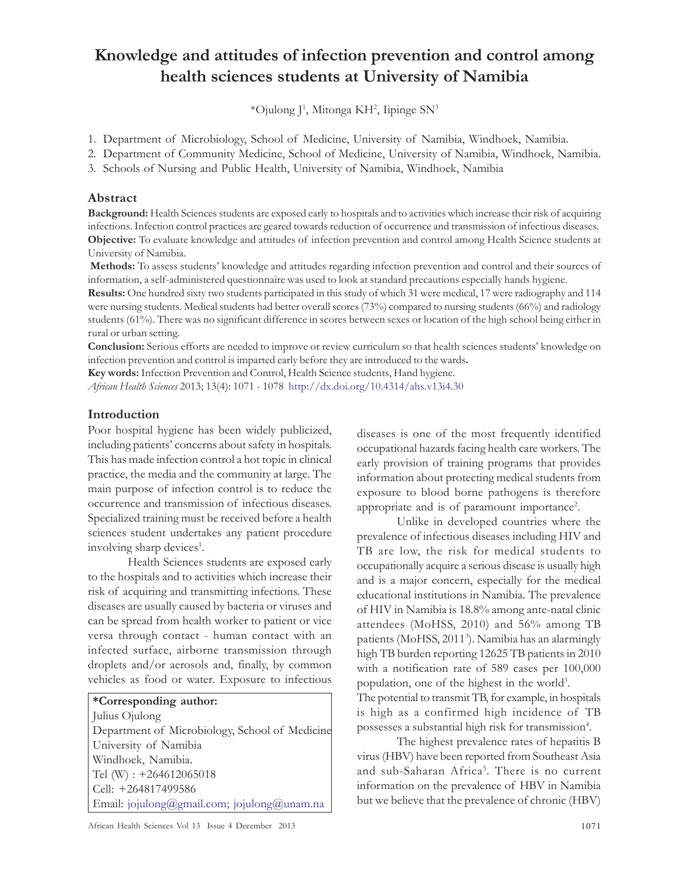# Knowledge and attitudes of infection prevention and control among health sciences students at University of Namibia

*Ojulong J[1], Mitonga KH[2], Iipinge SN[3]

1. Department of Microbiology, School of Medicine, University of Namibia, Windhoek, Namibia.
2. Department of Community Medicine, School of Medicine, University of Namibia, Windhoek, Namibia.
3. Schools of Nursing and Public Health, University of Namibia, Windhoek, Namibia

## Abstract

**Background:** Health Sciences students are exposed early to hospitals and to activities which increase their risk of acquiring infections. Infection control practices are geared towards reduction of occurrence and transmission of infectious diseases.

**Objective:** To evaluate knowledge and attitudes of infection prevention and control among Health Science students at University of Namibia.

**Methods:** To assess students' knowledge and attitudes regarding infection prevention and control and their sources of information, a self-administered questionnaire was used to look at standard precautions especially hands hygiene.

**Results:** One hundred sixty two students participated in this study of which 31 were medical, 17 were radiography and 114 were nursing students. Medical students had better overall scores (73%) compared to nursing students (66%) and radiology students (61%). There was no significant difference in scores between sexes or location of the high school being either in rural or urban setting.

**Conclusion:** Serious efforts are needed to improve or review curriculum so that health sciences students' knowledge on infection prevention and control is imparted early before they are introduced to the wards**.**

**Key words:** Infection Prevention and Control, Health Science students, Hand hygiene.

*African Health Sciences* 2013; 13(4): 1071 - 1078 http://dx.doi.org/10.4314/ahs.v13i4.30

## Introduction

Poor hospital hygiene has been widely publicized, including patients' concerns about safety in hospitals. This has made infection control a hot topic in clinical practice, the media and the community at large. The main purpose of infection control is to reduce the occurrence and transmission of infectious diseases. Specialized training must be received before a health sciences student undertakes any patient procedure involving sharp devices[1].

Health Sciences students are exposed early to the hospitals and to activities which increase their risk of acquiring and transmitting infections. These diseases are usually caused by bacteria or viruses and can be spread from health worker to patient or vice versa through contact - human contact with an infected surface, airborne transmission through droplets and/or aerosols and, finally, by common vehicles as food or water. Exposure to infectious diseases is one of the most frequently identified occupational hazards facing health care workers. The early provision of training programs that provides information about protecting medical students from exposure to blood borne pathogens is therefore appropriate and is of paramount importance[2].

Unlike in developed countries where the prevalence of infectious diseases including HIV and TB are low, the risk for medical students to occupationally acquire a serious disease is usually high and is a major concern, especially for the medical educational institutions in Namibia. The prevalence of HIV in Namibia is 18.8% among ante-natal clinic attendees (MoHSS, 2010) and 56% among TB patients (MoHSS, 2011[3]). Namibia has an alarmingly high TB burden reporting 12625 TB patients in 2010 with a notification rate of 589 cases per 100,000 population, one of the highest in the world[3].

The potential to transmit TB, for example, in hospitals is high as a confirmed high incidence of TB possesses a substantial high risk for transmission[4].

The highest prevalence rates of hepatitis B virus (HBV) have been reported from Southeast Asia and sub-Saharan Africa[5]. There is no current information on the prevalence of HBV in Namibia but we believe that the prevalence of chronic (HBV)

**\*Corresponding author:**
Julius Ojulong
Department of Microbiology, School of Medicine
University of Namibia
Windhoek, Namibia.
Tel (W) : +264612065018
Cell: +264817499586
Email: jojulong@gmail.com; jojulong@unam.na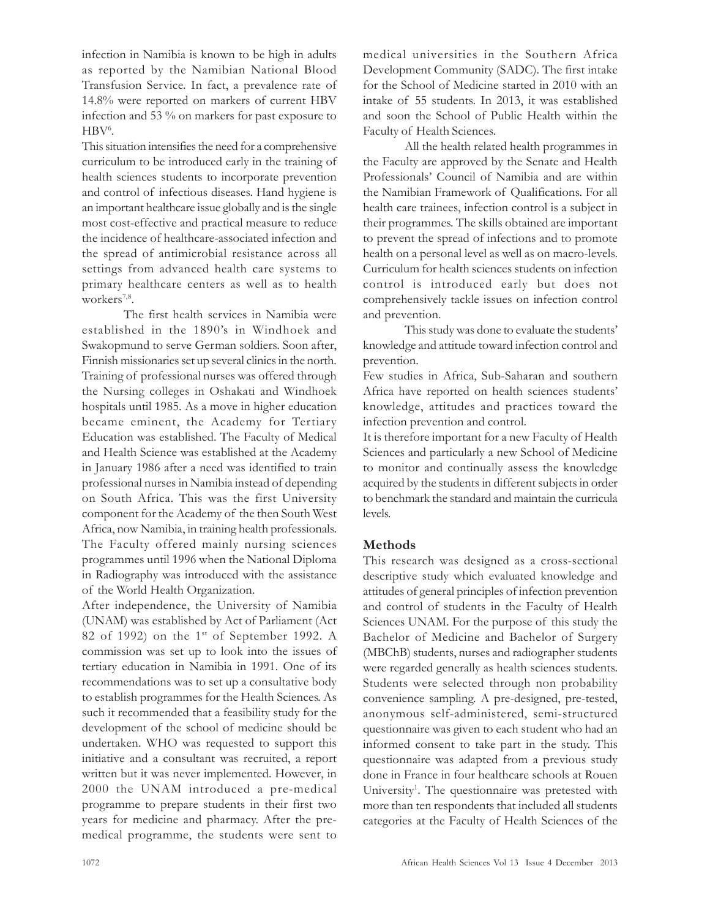infection in Namibia is known to be high in adults as reported by the Namibian National Blood Transfusion Service. In fact, a prevalence rate of 14.8% were reported on markers of current HBV infection and 53 % on markers for past exposure to HBV[6].

This situation intensifies the need for a comprehensive curriculum to be introduced early in the training of health sciences students to incorporate prevention and control of infectious diseases. Hand hygiene is an important healthcare issue globally and is the single most cost-effective and practical measure to reduce the incidence of healthcare-associated infection and the spread of antimicrobial resistance across all settings from advanced health care systems to primary healthcare centers as well as to health workers[7,8].

The first health services in Namibia were established in the 1890's in Windhoek and Swakopmund to serve German soldiers. Soon after, Finnish missionaries set up several clinics in the north. Training of professional nurses was offered through the Nursing colleges in Oshakati and Windhoek hospitals until 1985. As a move in higher education became eminent, the Academy for Tertiary Education was established. The Faculty of Medical and Health Science was established at the Academy in January 1986 after a need was identified to train professional nurses in Namibia instead of depending on South Africa. This was the first University component for the Academy of the then South West Africa, now Namibia, in training health professionals. The Faculty offered mainly nursing sciences programmes until 1996 when the National Diploma in Radiography was introduced with the assistance of the World Health Organization.

After independence, the University of Namibia (UNAM) was established by Act of Parliament (Act 82 of 1992) on the 1st of September 1992. A commission was set up to look into the issues of tertiary education in Namibia in 1991. One of its recommendations was to set up a consultative body to establish programmes for the Health Sciences. As such it recommended that a feasibility study for the development of the school of medicine should be undertaken. WHO was requested to support this initiative and a consultant was recruited, a report written but it was never implemented. However, in 2000 the UNAM introduced a pre-medical programme to prepare students in their first two years for medicine and pharmacy. After the pre-medical programme, the students were sent to medical universities in the Southern Africa Development Community (SADC). The first intake for the School of Medicine started in 2010 with an intake of 55 students. In 2013, it was established and soon the School of Public Health within the Faculty of Health Sciences.

All the health related health programmes in the Faculty are approved by the Senate and Health Professionals' Council of Namibia and are within the Namibian Framework of Qualifications. For all health care trainees, infection control is a subject in their programmes. The skills obtained are important to prevent the spread of infections and to promote health on a personal level as well as on macro-levels. Curriculum for health sciences students on infection control is introduced early but does not comprehensively tackle issues on infection control and prevention.

This study was done to evaluate the students' knowledge and attitude toward infection control and prevention.

Few studies in Africa, Sub-Saharan and southern Africa have reported on health sciences students' knowledge, attitudes and practices toward the infection prevention and control.

It is therefore important for a new Faculty of Health Sciences and particularly a new School of Medicine to monitor and continually assess the knowledge acquired by the students in different subjects in order to benchmark the standard and maintain the curricula levels.

## Methods

This research was designed as a cross-sectional descriptive study which evaluated knowledge and attitudes of general principles of infection prevention and control of students in the Faculty of Health Sciences UNAM. For the purpose of this study the Bachelor of Medicine and Bachelor of Surgery (MBChB) students, nurses and radiographer students were regarded generally as health sciences students. Students were selected through non probability convenience sampling. A pre-designed, pre-tested, anonymous self-administered, semi-structured questionnaire was given to each student who had an informed consent to take part in the study. This questionnaire was adapted from a previous study done in France in four healthcare schools at Rouen University[1]. The questionnaire was pretested with more than ten respondents that included all students categories at the Faculty of Health Sciences of the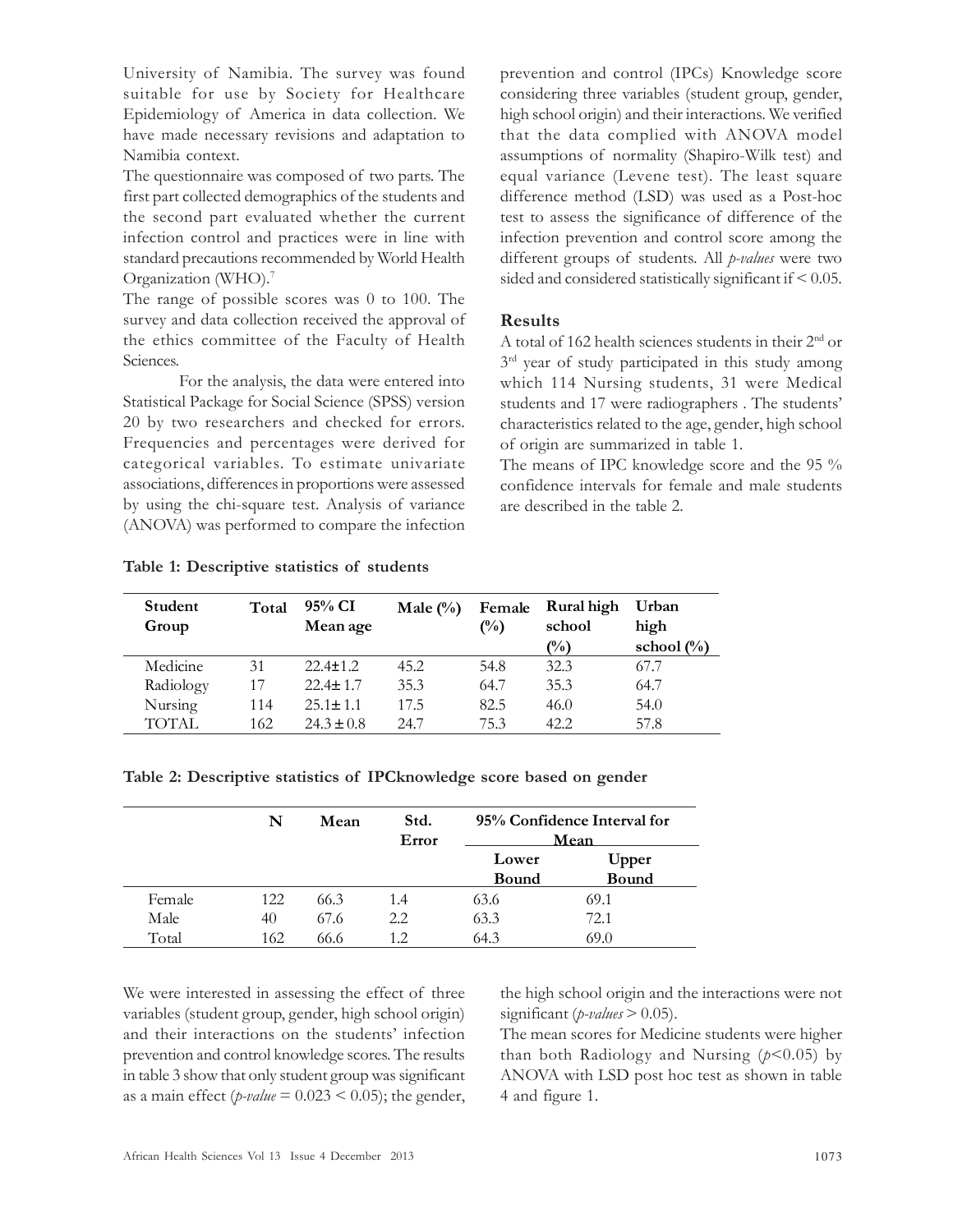University of Namibia. The survey was found suitable for use by Society for Healthcare Epidemiology of America in data collection. We have made necessary revisions and adaptation to Namibia context.

The questionnaire was composed of two parts. The first part collected demographics of the students and the second part evaluated whether the current infection control and practices were in line with standard precautions recommended by World Health Organization (WHO).[7]

The range of possible scores was 0 to 100. The survey and data collection received the approval of the ethics committee of the Faculty of Health Sciences.

For the analysis, the data were entered into Statistical Package for Social Science (SPSS) version 20 by two researchers and checked for errors. Frequencies and percentages were derived for categorical variables. To estimate univariate associations, differences in proportions were assessed by using the chi-square test. Analysis of variance (ANOVA) was performed to compare the infection prevention and control (IPCs) Knowledge score considering three variables (student group, gender, high school origin) and their interactions. We verified that the data complied with ANOVA model assumptions of normality (Shapiro-Wilk test) and equal variance (Levene test). The least square difference method (LSD) was used as a Post-hoc test to assess the significance of difference of the infection prevention and control score among the different groups of students. All *p-values* were two sided and considered statistically significant if $< 0.05$.

## Results

A total of 162 health sciences students in their 2nd or 3rd year of study participated in this study among which 114 Nursing students, 31 were Medical students and 17 were radiographers . The students' characteristics related to the age, gender, high school of origin are summarized in table 1.

The means of IPC knowledge score and the 95 % confidence intervals for female and male students are described in the table 2.

**Table 1: Descriptive statistics of students**

| Student Group | Total | 95% CI Mean age | Male (%) | Female (%) | Rural high school (%) | Urban high school (%) |
|---|---|---|---|---|---|---|
| Medicine | 31 | 22.4±1.2 | 45.2 | 54.8 | 32.3 | 67.7 |
| Radiology | 17 | 22.4± 1.7 | 35.3 | 64.7 | 35.3 | 64.7 |
| Nursing | 114 | 25.1± 1.1 | 17.5 | 82.5 | 46.0 | 54.0 |
| TOTAL | 162 | 24.3 ± 0.8 | 24.7 | 75.3 | 42.2 | 57.8 |

**Table 2: Descriptive statistics of IPCknowledge score based on gender**

| | N | Mean | Std. Error | 95% Confidence Interval for Mean | |
|---|---|---|---|---|---|
| | | | | Lower Bound | Upper Bound |
| Female | 122 | 66.3 | 1.4 | 63.6 | 69.1 |
| Male | 40 | 67.6 | 2.2 | 63.3 | 72.1 |
| Total | 162 | 66.6 | 1.2 | 64.3 | 69.0 |

We were interested in assessing the effect of three variables (student group, gender, high school origin) and their interactions on the students' infection prevention and control knowledge scores. The results in table 3 show that only student group was significant as a main effect (*p-value* $= 0.023 < 0.05$); the gender, the high school origin and the interactions were not significant (*p-values* $> 0.05$).

The mean scores for Medicine students were higher than both Radiology and Nursing ($p<0.05$) by ANOVA with LSD post hoc test as shown in table 4 and figure 1.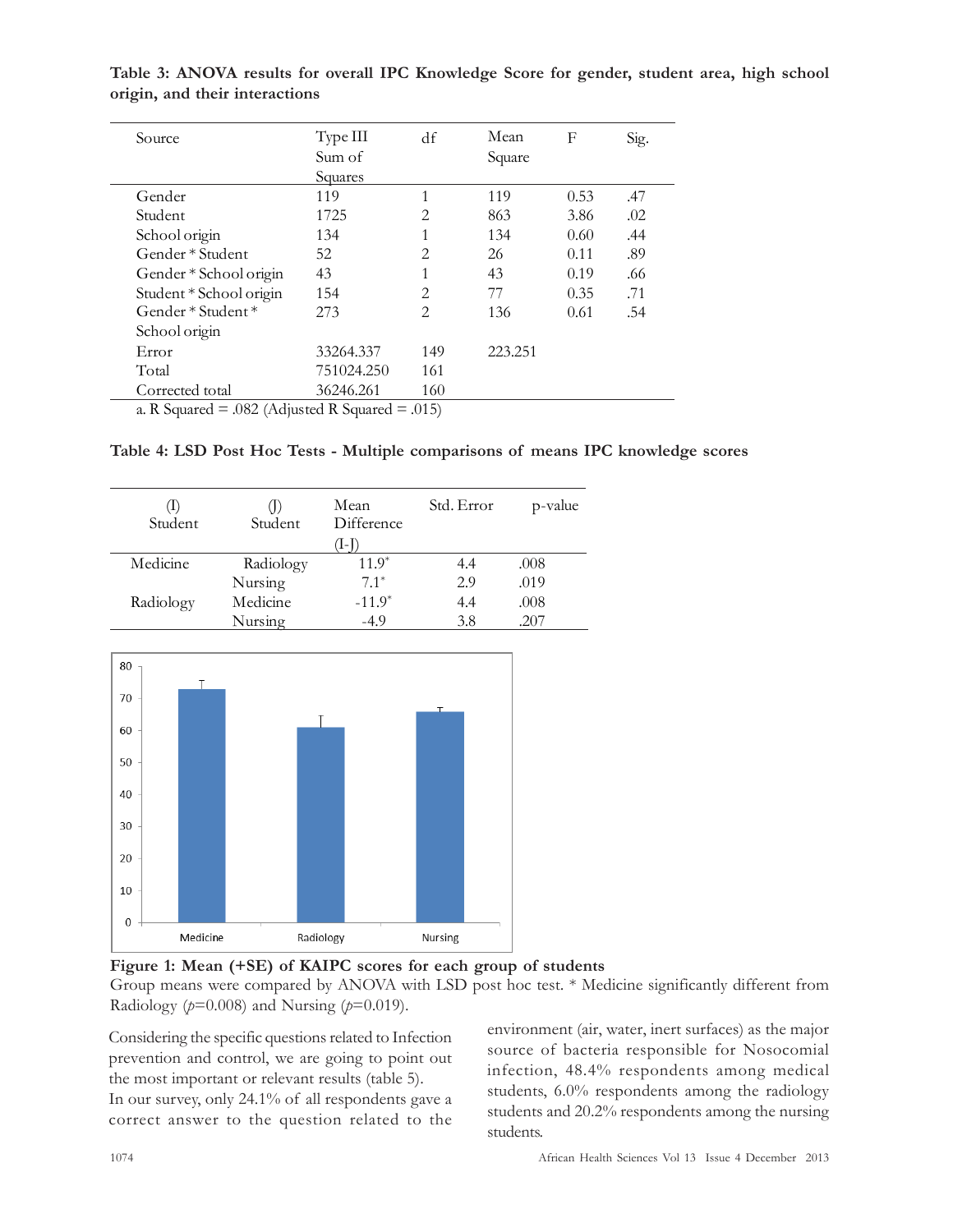**Table 3: ANOVA results for overall IPC Knowledge Score for gender, student area, high school origin, and their interactions**

| Source | Type III Sum of Squares | df | Mean Square | F | Sig. |
|---|---|---|---|---|---|
| Gender | 119 | 1 | 119 | 0.53 | .47 |
| Student | 1725 | 2 | 863 | 3.86 | .02 |
| School origin | 134 | 1 | 134 | 0.60 | .44 |
| Gender * Student | 52 | 2 | 26 | 0.11 | .89 |
| Gender * School origin | 43 | 1 | 43 | 0.19 | .66 |
| Student * School origin | 154 | 2 | 77 | 0.35 | .71 |
| Gender * Student * School origin | 273 | 2 | 136 | 0.61 | .54 |
| Error | 33264.337 | 149 | 223.251 | | |
| Total | 751024.250 | 161 | | | |
| Corrected total | 36246.261 | 160 | | | |

a. R Squared = .082 (Adjusted R Squared = .015)

**Table 4: LSD Post Hoc Tests - Multiple comparisons of means IPC knowledge scores**

| (I) Student | (J) Student | Mean Difference (I-J) | Std. Error | p-value |
|---|---|---|---|---|
| Medicine | Radiology | 11.9* | 4.4 | .008 |
| | Nursing | 7.1* | 2.9 | .019 |
| Radiology | Medicine | -11.9* | 4.4 | .008 |
| | Nursing | -4.9 | 3.8 | .207 |

**Figure 1: Mean (+SE) of KAIPC scores for each group of students**

Group means were compared by ANOVA with LSD post hoc test. * Medicine significantly different from Radiology ($p$=0.008) and Nursing ($p$=0.019).

Considering the specific questions related to Infection prevention and control, we are going to point out the most important or relevant results (table 5).

In our survey, only 24.1% of all respondents gave a correct answer to the question related to the environment (air, water, inert surfaces) as the major source of bacteria responsible for Nosocomial infection, 48.4% respondents among medical students, 6.0% respondents among the radiology students and 20.2% respondents among the nursing students.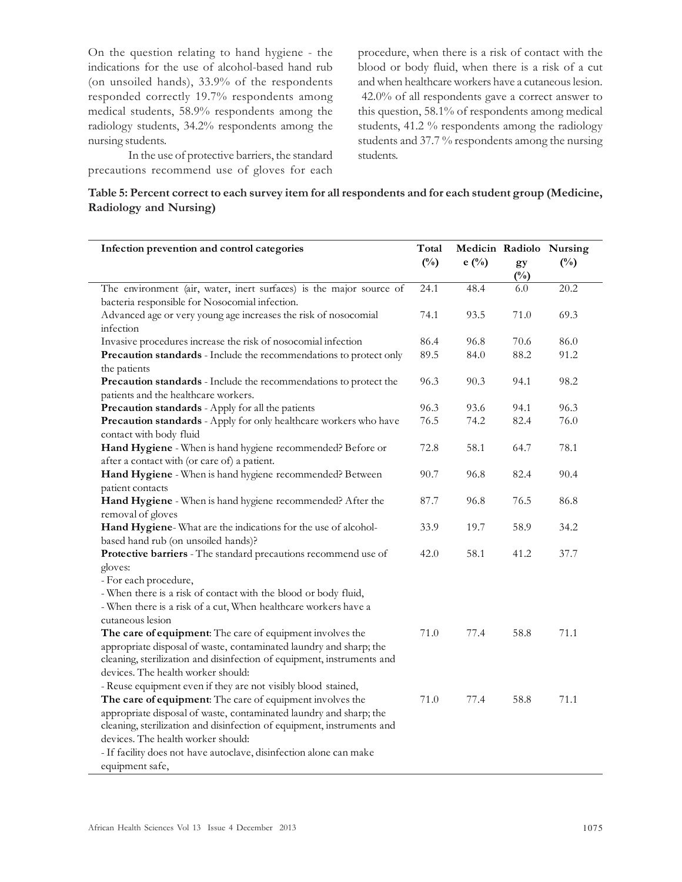On the question relating to hand hygiene - the indications for the use of alcohol-based hand rub (on unsoiled hands), 33.9% of the respondents responded correctly 19.7% respondents among medical students, 58.9% respondents among the radiology students, 34.2% respondents among the nursing students.

In the use of protective barriers, the standard precautions recommend use of gloves for each procedure, when there is a risk of contact with the blood or body fluid, when there is a risk of a cut and when healthcare workers have a cutaneous lesion. 42.0% of all respondents gave a correct answer to this question, 58.1% of respondents among medical students, 41.2 % respondents among the radiology students and 37.7 % respondents among the nursing students.

**Table 5: Percent correct to each survey item for all respondents and for each student group (Medicine, Radiology and Nursing)**

| Infection prevention and control categories | Total (%) | Medicine (%) | Radiology (%) | Nursing (%) |
|---|---|---|---|---|
| The environment (air, water, inert surfaces) is the major source of bacteria responsible for Nosocomial infection. | 24.1 | 48.4 | 6.0 | 20.2 |
| Advanced age or very young age increases the risk of nosocomial infection | 74.1 | 93.5 | 71.0 | 69.3 |
| Invasive procedures increase the risk of nosocomial infection | 86.4 | 96.8 | 70.6 | 86.0 |
| **Precaution standards** - Include the recommendations to protect only the patients | 89.5 | 84.0 | 88.2 | 91.2 |
| **Precaution standards** - Include the recommendations to protect the patients and the healthcare workers. | 96.3 | 90.3 | 94.1 | 98.2 |
| **Precaution standards** - Apply for all the patients | 96.3 | 93.6 | 94.1 | 96.3 |
| **Precaution standards** - Apply for only healthcare workers who have contact with body fluid | 76.5 | 74.2 | 82.4 | 76.0 |
| **Hand Hygiene** - When is hand hygiene recommended? Before or after a contact with (or care of) a patient. | 72.8 | 58.1 | 64.7 | 78.1 |
| **Hand Hygiene** - When is hand hygiene recommended? Between patient contacts | 90.7 | 96.8 | 82.4 | 90.4 |
| **Hand Hygiene** - When is hand hygiene recommended? After the removal of gloves | 87.7 | 96.8 | 76.5 | 86.8 |
| **Hand Hygiene**- What are the indications for the use of alcohol-based hand rub (on unsoiled hands)? | 33.9 | 19.7 | 58.9 | 34.2 |
| **Protective barriers** - The standard precautions recommend use of gloves: - For each procedure, - When there is a risk of contact with the blood or body fluid, - When there is a risk of a cut, When healthcare workers have a cutaneous lesion | 42.0 | 58.1 | 41.2 | 37.7 |
| **The care of equipment**: The care of equipment involves the appropriate disposal of waste, contaminated laundry and sharp; the cleaning, sterilization and disinfection of equipment, instruments and devices. The health worker should: - Reuse equipment even if they are not visibly blood stained, | 71.0 | 77.4 | 58.8 | 71.1 |
| **The care of equipment**: The care of equipment involves the appropriate disposal of waste, contaminated laundry and sharp; the cleaning, sterilization and disinfection of equipment, instruments and devices. The health worker should: - If facility does not have autoclave, disinfection alone can make equipment safe, | 71.0 | 77.4 | 58.8 | 71.1 |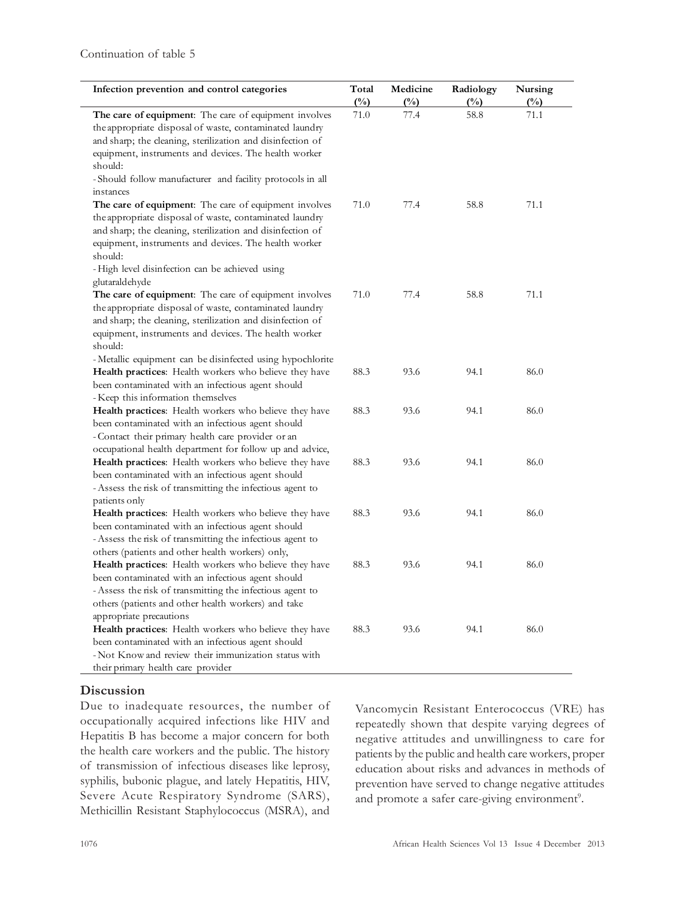Continuation of table 5

| Infection prevention and control categories | Total (%) | Medicine (%) | Radiology (%) | Nursing (%) |
|---|---|---|---|---|
| **The care of equipment**: The care of equipment involves the appropriate disposal of waste, contaminated laundry and sharp; the cleaning, sterilization and disinfection of equipment, instruments and devices. The health worker should: - Should follow manufacturer and facility protocols in all instances | 71.0 | 77.4 | 58.8 | 71.1 |
| **The care of equipment**: The care of equipment involves the appropriate disposal of waste, contaminated laundry and sharp; the cleaning, sterilization and disinfection of equipment, instruments and devices. The health worker should: - High level disinfection can be achieved using glutaraldehyde | 71.0 | 77.4 | 58.8 | 71.1 |
| **The care of equipment**: The care of equipment involves the appropriate disposal of waste, contaminated laundry and sharp; the cleaning, sterilization and disinfection of equipment, instruments and devices. The health worker should: - Metallic equipment can be disinfected using hypochlorite | 71.0 | 77.4 | 58.8 | 71.1 |
| **Health practices**: Health workers who believe they have been contaminated with an infectious agent should - Keep this information themselves | 88.3 | 93.6 | 94.1 | 86.0 |
| **Health practices**: Health workers who believe they have been contaminated with an infectious agent should - Contact their primary health care provider or an occupational health department for follow up and advice, | 88.3 | 93.6 | 94.1 | 86.0 |
| **Health practices**: Health workers who believe they have been contaminated with an infectious agent should - Assess the risk of transmitting the infectious agent to patients only | 88.3 | 93.6 | 94.1 | 86.0 |
| **Health practices**: Health workers who believe they have been contaminated with an infectious agent should - Assess the risk of transmitting the infectious agent to others (patients and other health workers) only, | 88.3 | 93.6 | 94.1 | 86.0 |
| **Health practices**: Health workers who believe they have been contaminated with an infectious agent should - Assess the risk of transmitting the infectious agent to others (patients and other health workers) and take appropriate precautions | 88.3 | 93.6 | 94.1 | 86.0 |
| **Health practices**: Health workers who believe they have been contaminated with an infectious agent should - Not Know and review their immunization status with their primary health care provider | 88.3 | 93.6 | 94.1 | 86.0 |

## Discussion

Due to inadequate resources, the number of occupationally acquired infections like HIV and Hepatitis B has become a major concern for both the health care workers and the public. The history of transmission of infectious diseases like leprosy, syphilis, bubonic plague, and lately Hepatitis, HIV, Severe Acute Respiratory Syndrome (SARS), Methicillin Resistant Staphylococcus (MSRA), and Vancomycin Resistant Enterococcus (VRE) has repeatedly shown that despite varying degrees of negative attitudes and unwillingness to care for patients by the public and health care workers, proper education about risks and advances in methods of prevention have served to change negative attitudes and promote a safer care-giving environment[9].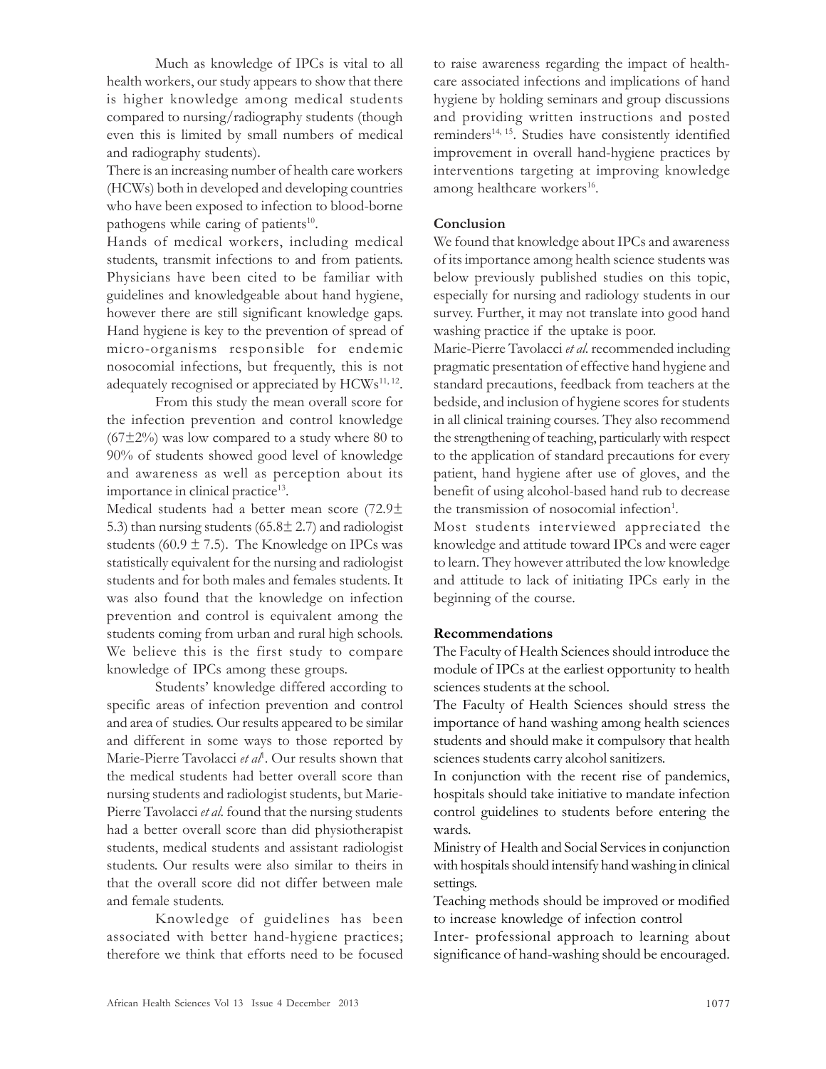Much as knowledge of IPCs is vital to all health workers, our study appears to show that there is higher knowledge among medical students compared to nursing/radiography students (though even this is limited by small numbers of medical and radiography students).

There is an increasing number of health care workers (HCWs) both in developed and developing countries who have been exposed to infection to blood-borne pathogens while caring of patients[10].

Hands of medical workers, including medical students, transmit infections to and from patients. Physicians have been cited to be familiar with guidelines and knowledgeable about hand hygiene, however there are still significant knowledge gaps. Hand hygiene is key to the prevention of spread of micro-organisms responsible for endemic nosocomial infections, but frequently, this is not adequately recognised or appreciated by HCWs[11, 12].

From this study the mean overall score for the infection prevention and control knowledge ($67\pm2\%$) was low compared to a study where 80 to 90% of students showed good level of knowledge and awareness as well as perception about its importance in clinical practice[13].

Medical students had a better mean score ($72.9\pm 5.3$) than nursing students ($65.8\pm 2.7$) and radiologist students ($60.9 \pm 7.5$). The Knowledge on IPCs was statistically equivalent for the nursing and radiologist students and for both males and females students. It was also found that the knowledge on infection prevention and control is equivalent among the students coming from urban and rural high schools. We believe this is the first study to compare knowledge of IPCs among these groups.

Students' knowledge differed according to specific areas of infection prevention and control and area of studies. Our results appeared to be similar and different in some ways to those reported by Marie-Pierre Tavolacci *et al*[1]. Our results shown that the medical students had better overall score than nursing students and radiologist students, but Marie-Pierre Tavolacci *et al.* found that the nursing students had a better overall score than did physiotherapist students, medical students and assistant radiologist students. Our results were also similar to theirs in that the overall score did not differ between male and female students.

Knowledge of guidelines has been associated with better hand-hygiene practices; therefore we think that efforts need to be focused to raise awareness regarding the impact of health-care associated infections and implications of hand hygiene by holding seminars and group discussions and providing written instructions and posted reminders[14, 15]. Studies have consistently identified improvement in overall hand-hygiene practices by interventions targeting at improving knowledge among healthcare workers[16].

**Conclusion**

We found that knowledge about IPCs and awareness of its importance among health science students was below previously published studies on this topic, especially for nursing and radiology students in our survey. Further, it may not translate into good hand washing practice if the uptake is poor.

Marie-Pierre Tavolacci *et al.* recommended including pragmatic presentation of effective hand hygiene and standard precautions, feedback from teachers at the bedside, and inclusion of hygiene scores for students in all clinical training courses. They also recommend the strengthening of teaching, particularly with respect to the application of standard precautions for every patient, hand hygiene after use of gloves, and the benefit of using alcohol-based hand rub to decrease the transmission of nosocomial infection[1].

Most students interviewed appreciated the knowledge and attitude toward IPCs and were eager to learn. They however attributed the low knowledge and attitude to lack of initiating IPCs early in the beginning of the course.

**Recommendations**

The Faculty of Health Sciences should introduce the module of IPCs at the earliest opportunity to health sciences students at the school.

The Faculty of Health Sciences should stress the importance of hand washing among health sciences students and should make it compulsory that health sciences students carry alcohol sanitizers.

In conjunction with the recent rise of pandemics, hospitals should take initiative to mandate infection control guidelines to students before entering the wards.

Ministry of Health and Social Services in conjunction with hospitals should intensify hand washing in clinical settings.

Teaching methods should be improved or modified to increase knowledge of infection control

Inter- professional approach to learning about significance of hand-washing should be encouraged.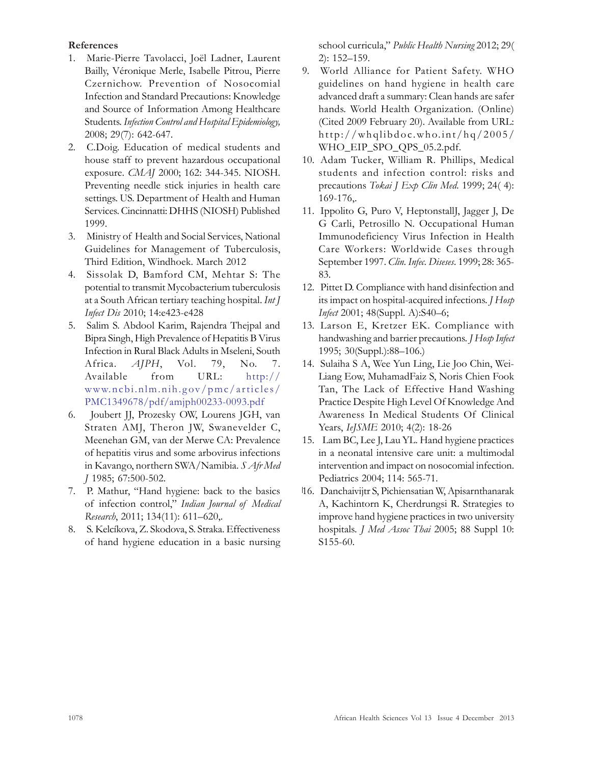**References**

1. Marie-Pierre Tavolacci, Joël Ladner, Laurent Bailly, Véronique Merle, Isabelle Pitrou, Pierre Czernichow. Prevention of Nosocomial Infection and Standard Precautions: Knowledge and Source of Information Among Healthcare Students. *Infection Control and Hospital Epidemiology,* 2008; 29(7): 642-647.
2. C.Doig. Education of medical students and house staff to prevent hazardous occupational exposure. *CMAJ* 2000; 162: 344-345. NIOSH. Preventing needle stick injuries in health care settings. US. Department of Health and Human Services. Cincinnati: DHHS (NIOSH) Published 1999.
3. Ministry of Health and Social Services, National Guidelines for Management of Tuberculosis, Third Edition, Windhoek. March 2012
4. Sissolak D, Bamford CM, Mehtar S: The potential to transmit Mycobacterium tuberculosis at a South African tertiary teaching hospital. *Int J Infect Dis* 2010; 14:e423-e428
5. Salim S. Abdool Karim, Rajendra Thejpal and Bipra Singh, High Prevalence of Hepatitis B Virus Infection in Rural Black Adults in Mseleni, South Africa. *AJPH*, Vol. 79, No. 7. Available from URL: http://www.ncbi.nlm.nih.gov/pmc/articles/PMC1349678/pdf/amjph00233-0093.pdf
6. Joubert JJ, Prozesky OW, Lourens JGH, van Straten AMJ, Theron JW, Swanevelder C, Meenehan GM, van der Merwe CA: Prevalence of hepatitis virus and some arbovirus infections in Kavango, northern SWA/Namibia. *S Afr Med J* 1985; 67:500-502.
7. P. Mathur, "Hand hygiene: back to the basics of infection control," *Indian Journal of Medical Research*, 2011; 134(11): 611–620,.
8. S. Kelcíkova, Z. Skodova, S. Straka. Effectiveness of hand hygiene education in a basic nursing school curricula," *Public Health Nursing* 2012; 29( 2): 152–159.
9. World Alliance for Patient Safety. WHO guidelines on hand hygiene in health care advanced draft a summary: Clean hands are safer hands. World Health Organization. (Online) (Cited 2009 February 20). Available from URL: http://whqlibdoc.who.int/hq/2005/WHO_EIP_SPO_QPS_05.2.pdf.
10. Adam Tucker, William R. Phillips, Medical students and infection control: risks and precautions *Tokai J Exp Clin Med*. 1999; 24( 4): 169-176,.
11. Ippolito G, Puro V, HeptonstallJ, Jagger J, De G Carli, Petrosillo N. Occupational Human Immunodeficiency Virus Infection in Health Care Workers: Worldwide Cases through September 1997. *Clin. Infec. Diseses*. 1999; 28: 365-83.
12. Pittet D. Compliance with hand disinfection and its impact on hospital-acquired infections. *J Hosp Infect* 2001; 48(Suppl. A):S40–6;
13. Larson E, Kretzer EK. Compliance with handwashing and barrier precautions. *J Hosp Infect* 1995; 30(Suppl.):88–106.)
14. Sulaiha S A, Wee Yun Ling, Lie Joo Chin, Wei-Liang Eow, MuhamadFaiz S, Noris Chien Fook Tan, The Lack of Effective Hand Washing Practice Despite High Level Of Knowledge And Awareness In Medical Students Of Clinical Years, *IeJSME* 2010; 4(2): 18-26
15. Lam BC, Lee J, Lau YL. Hand hygiene practices in a neonatal intensive care unit: a multimodal intervention and impact on nosocomial infection. Pediatrics 2004; 114: 565-71.
16. Danchaivijtr S, Pichiensatian W, Apisarnthanarak A, Kachintorn K, Cherdrungsi R. Strategies to improve hand hygiene practices in two university hospitals. *J Med Assoc Thai* 2005; 88 Suppl 10: S155-60.